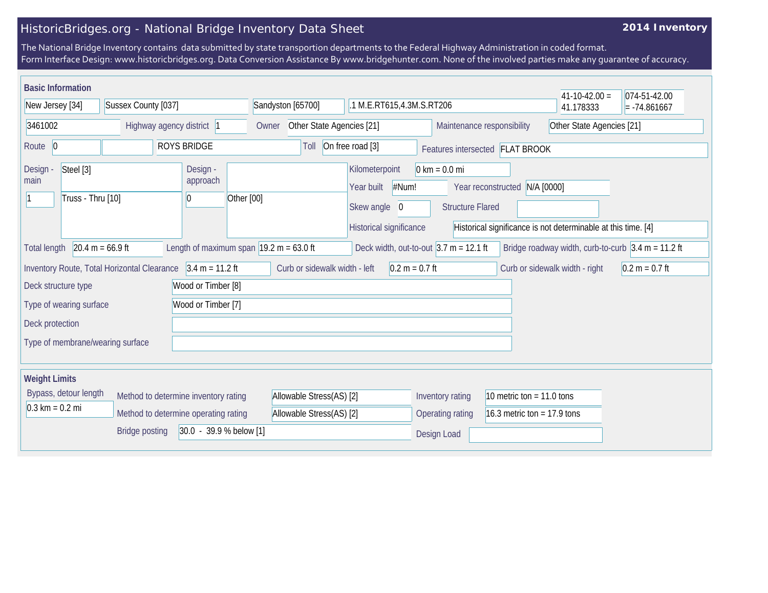# HistoricBridges.org - National Bridge Inventory Data Sheet

**2014 Inventory**

The National Bridge Inventory contains data submitted by state transportion departments to the Federal Highway Administration in coded format.
Form Interface Design: www.historicbridges.org. Data Conversion Assistance By www.bridgehunter.com. None of the involved parties make any guarantee of accuracy.

## Basic Information

| | |
|---|---|
| State | New Jersey [34] |
| County | Sussex County [037] |
| Place | Sandyston [65700] |
| Location | .1 M.E.RT615,4.3M.S.RT206 |
| Latitude | 41-10-42.00 = 41.178333 |
| Longitude | 074-51-42.00 = -74.861667 |
| Structure Number | 3461002 |
| Highway agency district | 1 |
| Owner | Other State Agencies [21] |
| Maintenance responsibility | Other State Agencies [21] |
| Route | 0 |
| Facility Carried | ROYS BRIDGE |
| Toll | On free road [3] |
| Features intersected | FLAT BROOK |
| Design - main | Steel [3] |
| Main spans | 1 |
| Main design type | Truss - Thru [10] |
| Design - approach | |
| Approach spans | 0 |
| Approach design type | Other [00] |
| Kilometerpoint | 0 km = 0.0 mi |
| Year built | #Num! |
| Year reconstructed | N/A [0000] |
| Skew angle | 0 |
| Structure Flared | |
| Historical significance | Historical significance is not determinable at this time. [4] |
| Total length | 20.4 m = 66.9 ft |
| Length of maximum span | 19.2 m = 63.0 ft |
| Deck width, out-to-out | 3.7 m = 12.1 ft |
| Bridge roadway width, curb-to-curb | 3.4 m = 11.2 ft |
| Inventory Route, Total Horizontal Clearance | 3.4 m = 11.2 ft |
| Curb or sidewalk width - left | 0.2 m = 0.7 ft |
| Curb or sidewalk width - right | 0.2 m = 0.7 ft |
| Deck structure type | Wood or Timber [8] |
| Type of wearing surface | Wood or Timber [7] |
| Deck protection | |
| Type of membrane/wearing surface | |

## Weight Limits

| | |
|---|---|
| Bypass, detour length | 0.3 km = 0.2 mi |
| Method to determine inventory rating | Allowable Stress(AS) [2] |
| Method to determine operating rating | Allowable Stress(AS) [2] |
| Inventory rating | 10 metric ton = 11.0 tons |
| Operating rating | 16.3 metric ton = 17.9 tons |
| Bridge posting | 30.0 - 39.9 % below [1] |
| Design Load | |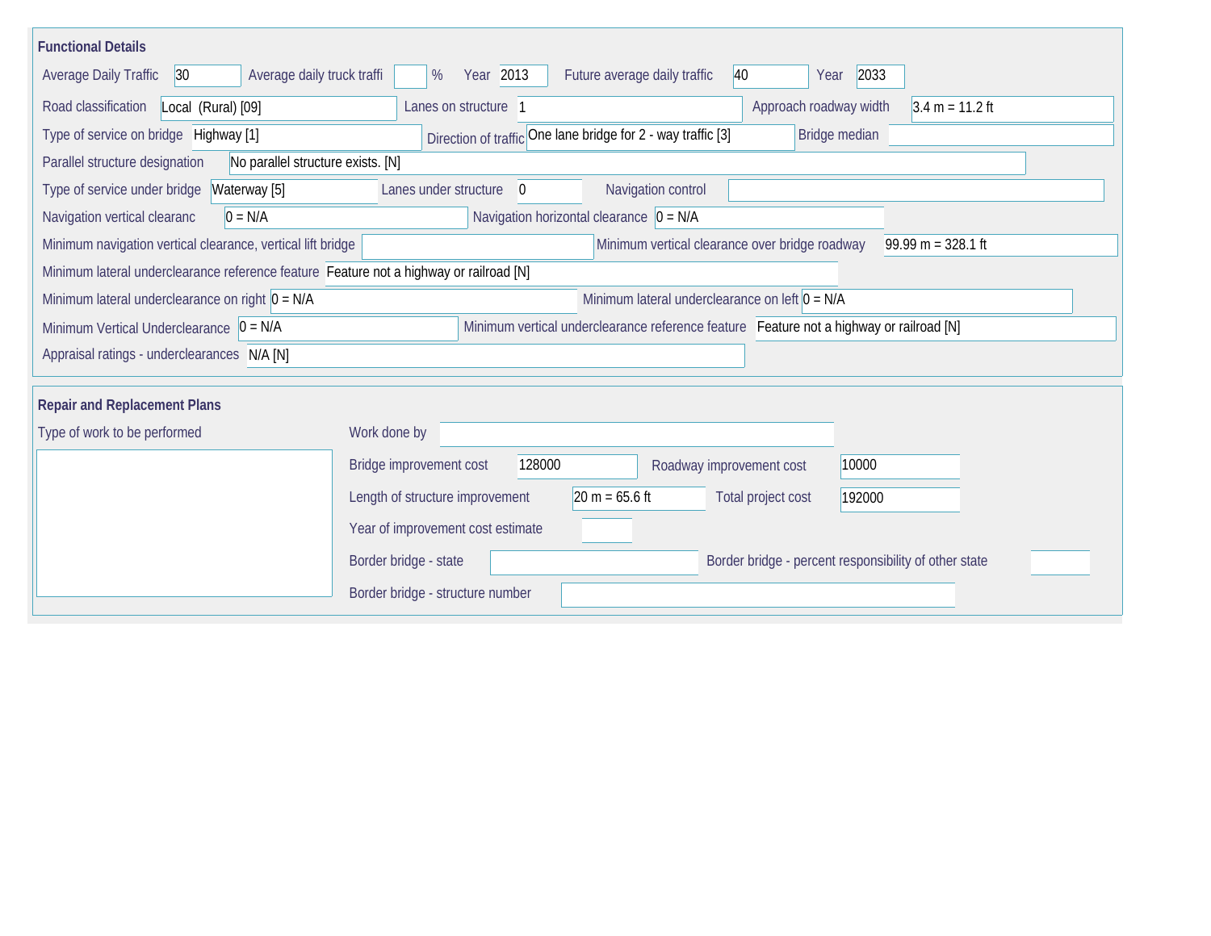## Functional Details

| Field | Value |
| --- | --- |
| Average Daily Traffic | 30 |
| Average daily truck traffi | % |
| Year | 2013 |
| Future average daily traffic | 40 |
| Year | 2033 |
| Road classification | Local (Rural) [09] |
| Lanes on structure | 1 |
| Approach roadway width | 3.4 m = 11.2 ft |
| Type of service on bridge | Highway [1] |
| Direction of traffic | One lane bridge for 2 - way traffic [3] |
| Bridge median | |
| Parallel structure designation | No parallel structure exists. [N] |
| Type of service under bridge | Waterway [5] |
| Lanes under structure | 0 |
| Navigation control | |
| Navigation vertical clearanc | 0 = N/A |
| Navigation horizontal clearance | 0 = N/A |
| Minimum navigation vertical clearance, vertical lift bridge | |
| Minimum vertical clearance over bridge roadway | 99.99 m = 328.1 ft |
| Minimum lateral underclearance reference feature | Feature not a highway or railroad [N] |
| Minimum lateral underclearance on right | 0 = N/A |
| Minimum lateral underclearance on left | 0 = N/A |
| Minimum Vertical Underclearance | 0 = N/A |
| Minimum vertical underclearance reference feature | Feature not a highway or railroad [N] |
| Appraisal ratings - underclearances | N/A [N] |

## Repair and Replacement Plans

| Field | Value |
| --- | --- |
| Type of work to be performed | |
| Work done by | |
| Bridge improvement cost | 128000 |
| Roadway improvement cost | 10000 |
| Length of structure improvement | 20 m = 65.6 ft |
| Total project cost | 192000 |
| Year of improvement cost estimate | |
| Border bridge - state | |
| Border bridge - percent responsibility of other state | |
| Border bridge - structure number | |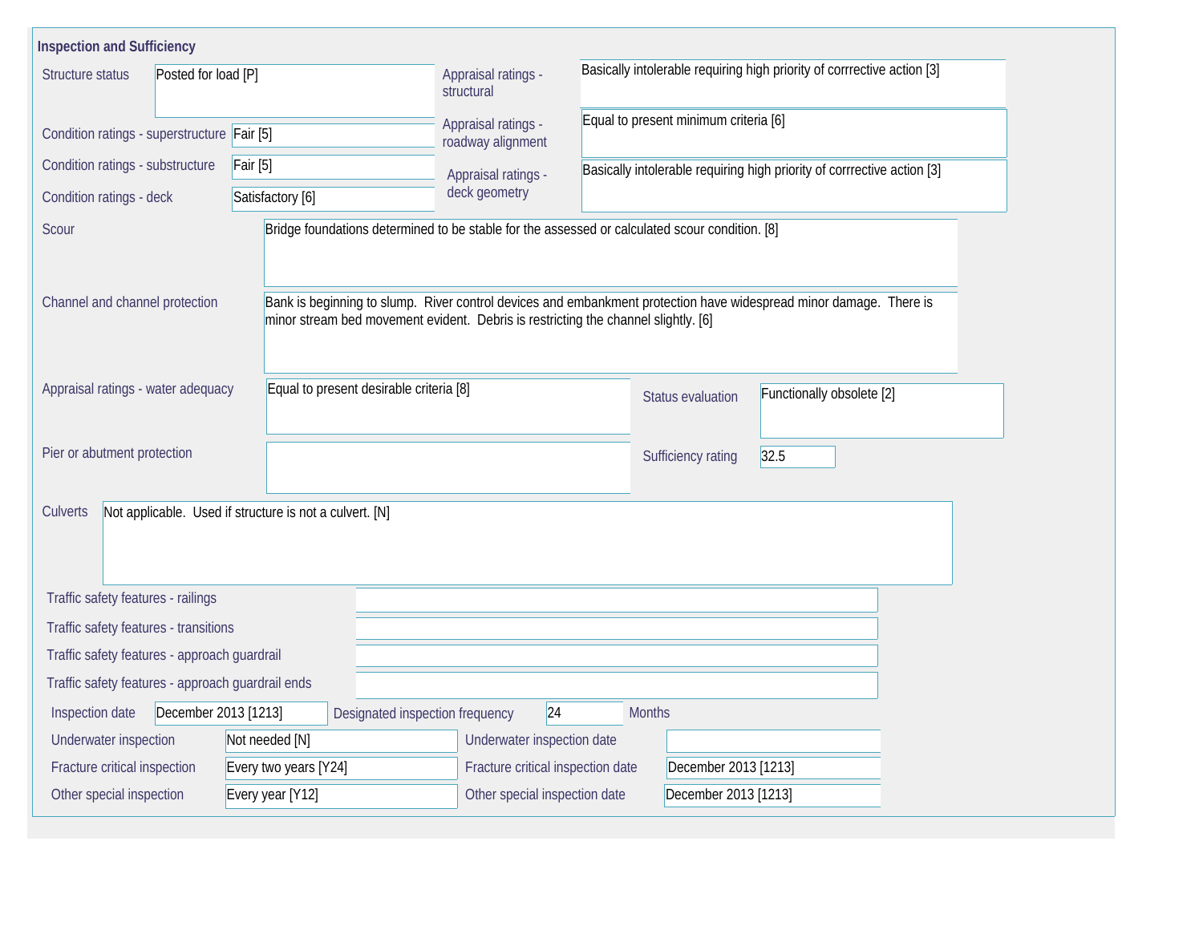## Inspection and Sufficiency

| Field | Value |
|---|---|
| Structure status | Posted for load [P] |
| Condition ratings - superstructure | Fair [5] |
| Condition ratings - substructure | Fair [5] |
| Condition ratings - deck | Satisfactory [6] |
| Appraisal ratings - structural | Basically intolerable requiring high priority of corrrective action [3] |
| Appraisal ratings - roadway alignment | Equal to present minimum criteria [6] |
| Appraisal ratings - deck geometry | Basically intolerable requiring high priority of corrrective action [3] |
| Scour | Bridge foundations determined to be stable for the assessed or calculated scour condition. [8] |
| Channel and channel protection | Bank is beginning to slump. River control devices and embankment protection have widespread minor damage. There is minor stream bed movement evident. Debris is restricting the channel slightly. [6] |
| Appraisal ratings - water adequacy | Equal to present desirable criteria [8] |
| Status evaluation | Functionally obsolete [2] |
| Pier or abutment protection | |
| Sufficiency rating | 32.5 |
| Culverts | Not applicable. Used if structure is not a culvert. [N] |
| Traffic safety features - railings | |
| Traffic safety features - transitions | |
| Traffic safety features - approach guardrail | |
| Traffic safety features - approach guardrail ends | |
| Inspection date | December 2013 [1213] |
| Designated inspection frequency | 24 Months |
| Underwater inspection | Not needed [N] |
| Underwater inspection date | |
| Fracture critical inspection | Every two years [Y24] |
| Fracture critical inspection date | December 2013 [1213] |
| Other special inspection | Every year [Y12] |
| Other special inspection date | December 2013 [1213] |